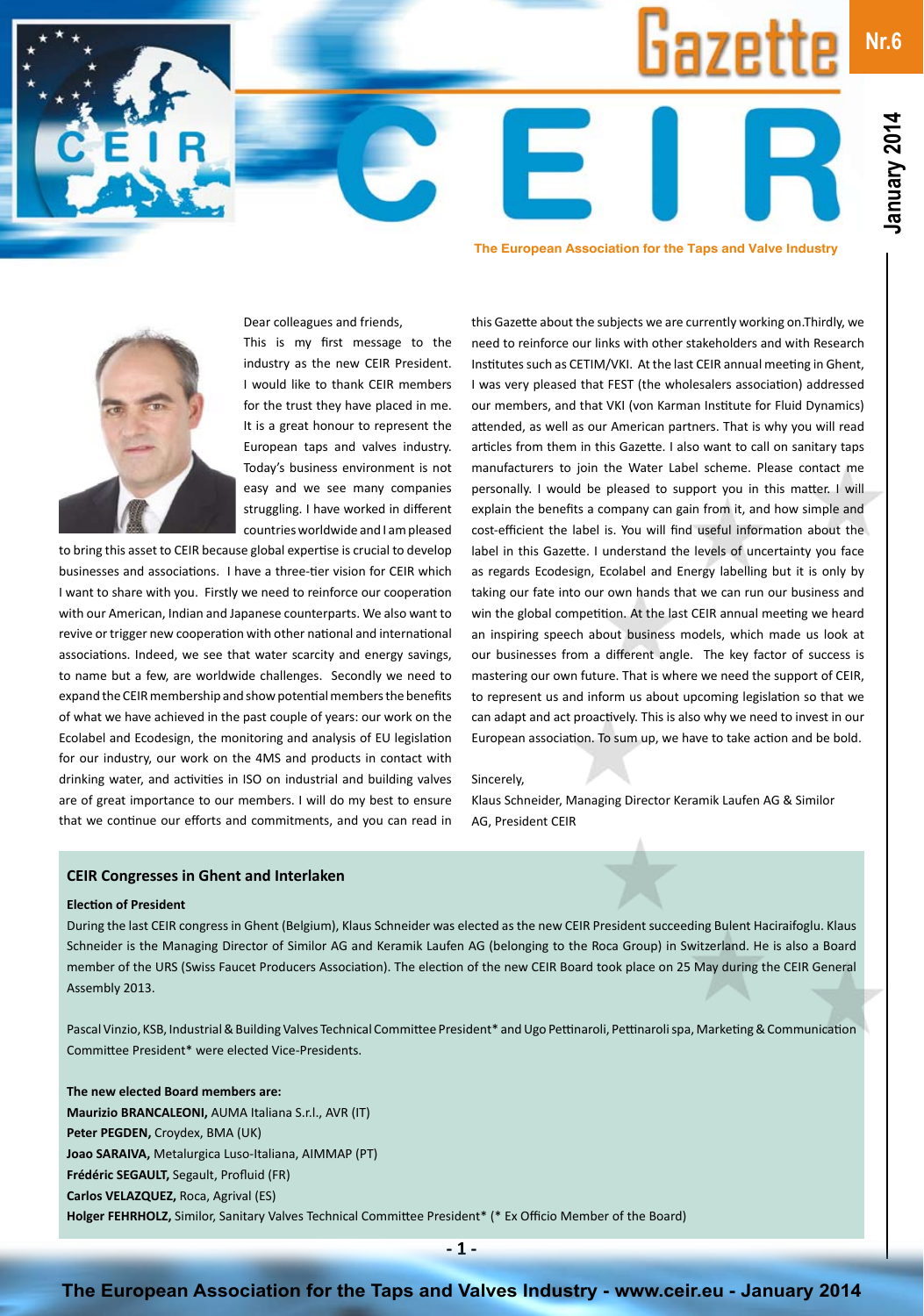# Gazette CEIR

**Nr.6** — **January 2014**

**The European Association for the Taps and Valve Industry**

Dear colleagues and friends,

This is my first message to the industry as the new CEIR President. I would like to thank CEIR members for the trust they have placed in me. It is a great honour to represent the European taps and valves industry. Today's business environment is not easy and we see many companies struggling. I have worked in different countries worldwide and I am pleased to bring this asset to CEIR because global expertise is crucial to develop businesses and associations. I have a three-tier vision for CEIR which I want to share with you. Firstly we need to reinforce our cooperation with our American, Indian and Japanese counterparts. We also want to revive or trigger new cooperation with other national and international associations. Indeed, we see that water scarcity and energy savings, to name but a few, are worldwide challenges. Secondly we need to expand the CEIR membership and show potential members the benefits of what we have achieved in the past couple of years: our work on the Ecolabel and Ecodesign, the monitoring and analysis of EU legislation for our industry, our work on the 4MS and products in contact with drinking water, and activities in ISO on industrial and building valves are of great importance to our members. I will do my best to ensure that we continue our efforts and commitments, and you can read in this Gazette about the subjects we are currently working on.Thirdly, we need to reinforce our links with other stakeholders and with Research Institutes such as CETIM/VKI. At the last CEIR annual meeting in Ghent, I was very pleased that FEST (the wholesalers association) addressed our members, and that VKI (von Karman Institute for Fluid Dynamics) attended, as well as our American partners. That is why you will read articles from them in this Gazette. I also want to call on sanitary taps manufacturers to join the Water Label scheme. Please contact me personally. I would be pleased to support you in this matter. I will explain the benefits a company can gain from it, and how simple and cost-efficient the label is. You will find useful information about the label in this Gazette. I understand the levels of uncertainty you face as regards Ecodesign, Ecolabel and Energy labelling but it is only by taking our fate into our own hands that we can run our business and win the global competition. At the last CEIR annual meeting we heard an inspiring speech about business models, which made us look at our businesses from a different angle. The key factor of success is mastering our own future. That is where we need the support of CEIR, to represent us and inform us about upcoming legislation so that we can adapt and act proactively. This is also why we need to invest in our European association. To sum up, we have to take action and be bold.

Sincerely,

Klaus Schneider, Managing Director Keramik Laufen AG & Similor AG, President CEIR

## CEIR Congresses in Ghent and Interlaken

### Election of President

During the last CEIR congress in Ghent (Belgium), Klaus Schneider was elected as the new CEIR President succeeding Bulent Haciraifoglu. Klaus Schneider is the Managing Director of Similor AG and Keramik Laufen AG (belonging to the Roca Group) in Switzerland. He is also a Board member of the URS (Swiss Faucet Producers Association). The election of the new CEIR Board took place on 25 May during the CEIR General Assembly 2013.

Pascal Vinzio, KSB, Industrial & Building Valves Technical Committee President* and Ugo Pettinaroli, Pettinaroli spa, Marketing & Communication Committee President* were elected Vice-Presidents.

**The new elected Board members are:**

**Maurizio BRANCALEONI,** AUMA Italiana S.r.l., AVR (IT)
**Peter PEGDEN,** Croydex, BMA (UK)
**Joao SARAIVA,** Metalurgica Luso-Italiana, AIMMAP (PT)
**Frédéric SEGAULT,** Segault, Profluid (FR)
**Carlos VELAZQUEZ,** Roca, Agrival (ES)
**Holger FEHRHOLZ,** Similor, Sanitary Valves Technical Committee President* (* Ex Officio Member of the Board)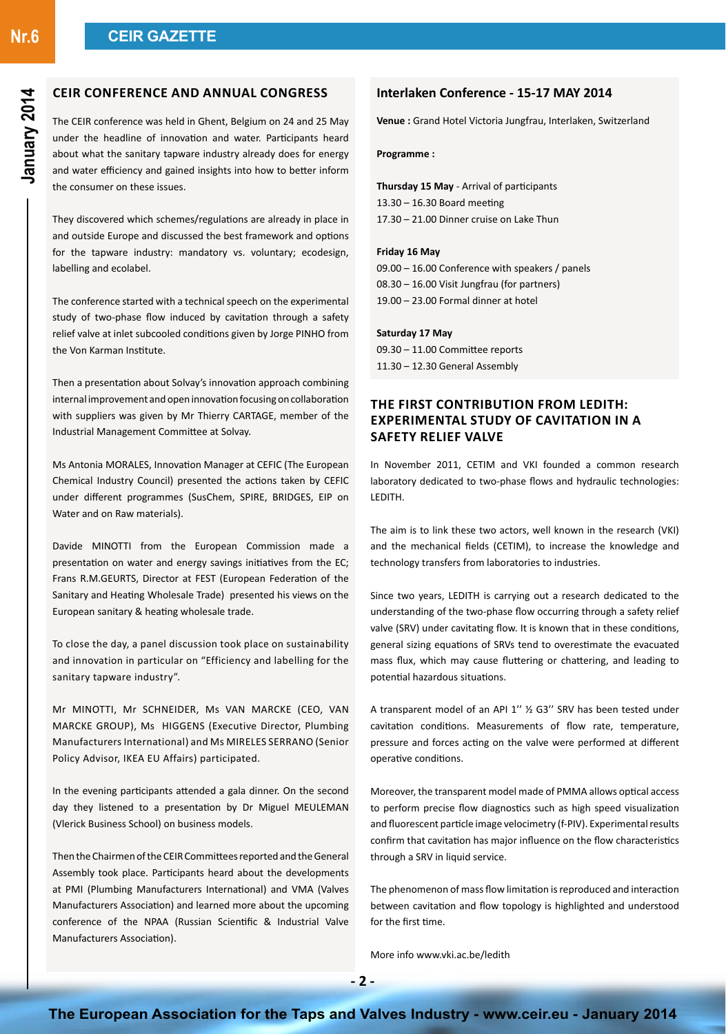## CEIR CONFERENCE AND ANNUAL CONGRESS

The CEIR conference was held in Ghent, Belgium on 24 and 25 May under the headline of innovation and water. Participants heard about what the sanitary tapware industry already does for energy and water efficiency and gained insights into how to better inform the consumer on these issues.

They discovered which schemes/regulations are already in place in and outside Europe and discussed the best framework and options for the tapware industry: mandatory vs. voluntary; ecodesign, labelling and ecolabel.

The conference started with a technical speech on the experimental study of two-phase flow induced by cavitation through a safety relief valve at inlet subcooled conditions given by Jorge PINHO from the Von Karman Institute.

Then a presentation about Solvay's innovation approach combining internal improvement and open innovation focusing on collaboration with suppliers was given by Mr Thierry CARTAGE, member of the Industrial Management Committee at Solvay.

Ms Antonia MORALES, Innovation Manager at CEFIC (The European Chemical Industry Council) presented the actions taken by CEFIC under different programmes (SusChem, SPIRE, BRIDGES, EIP on Water and on Raw materials).

Davide MINOTTI from the European Commission made a presentation on water and energy savings initiatives from the EC; Frans R.M.GEURTS, Director at FEST (European Federation of the Sanitary and Heating Wholesale Trade) presented his views on the European sanitary & heating wholesale trade.

To close the day, a panel discussion took place on sustainability and innovation in particular on "Efficiency and labelling for the sanitary tapware industry".

Mr MINOTTI, Mr SCHNEIDER, Ms VAN MARCKE (CEO, VAN MARCKE GROUP), Ms HIGGENS (Executive Director, Plumbing Manufacturers International) and Ms MIRELES SERRANO (Senior Policy Advisor, IKEA EU Affairs) participated.

In the evening participants attended a gala dinner. On the second day they listened to a presentation by Dr Miguel MEULEMAN (Vlerick Business School) on business models.

Then the Chairmen of the CEIR Committees reported and the General Assembly took place. Participants heard about the developments at PMI (Plumbing Manufacturers International) and VMA (Valves Manufacturers Association) and learned more about the upcoming conference of the NPAA (Russian Scientific & Industrial Valve Manufacturers Association).

## Interlaken Conference - 15-17 MAY 2014

**Venue :** Grand Hotel Victoria Jungfrau, Interlaken, Switzerland

**Programme :**

**Thursday 15 May** - Arrival of participants
13.30 – 16.30 Board meeting
17.30 – 21.00 Dinner cruise on Lake Thun

**Friday 16 May**
09.00 – 16.00 Conference with speakers / panels
08.30 – 16.00 Visit Jungfrau (for partners)
19.00 – 23.00 Formal dinner at hotel

**Saturday 17 May**
09.30 – 11.00 Committee reports
11.30 – 12.30 General Assembly

## THE FIRST CONTRIBUTION FROM LEDITH: EXPERIMENTAL STUDY OF CAVITATION IN A SAFETY RELIEF VALVE

In November 2011, CETIM and VKI founded a common research laboratory dedicated to two-phase flows and hydraulic technologies: LEDITH.

The aim is to link these two actors, well known in the research (VKI) and the mechanical fields (CETIM), to increase the knowledge and technology transfers from laboratories to industries.

Since two years, LEDITH is carrying out a research dedicated to the understanding of the two-phase flow occurring through a safety relief valve (SRV) under cavitating flow. It is known that in these conditions, general sizing equations of SRVs tend to overestimate the evacuated mass flux, which may cause fluttering or chattering, and leading to potential hazardous situations.

A transparent model of an API 1'' ½ G3'' SRV has been tested under cavitation conditions. Measurements of flow rate, temperature, pressure and forces acting on the valve were performed at different operative conditions.

Moreover, the transparent model made of PMMA allows optical access to perform precise flow diagnostics such as high speed visualization and fluorescent particle image velocimetry (f-PIV). Experimental results confirm that cavitation has major influence on the flow characteristics through a SRV in liquid service.

The phenomenon of mass flow limitation is reproduced and interaction between cavitation and flow topology is highlighted and understood for the first time.

More info www.vki.ac.be/ledith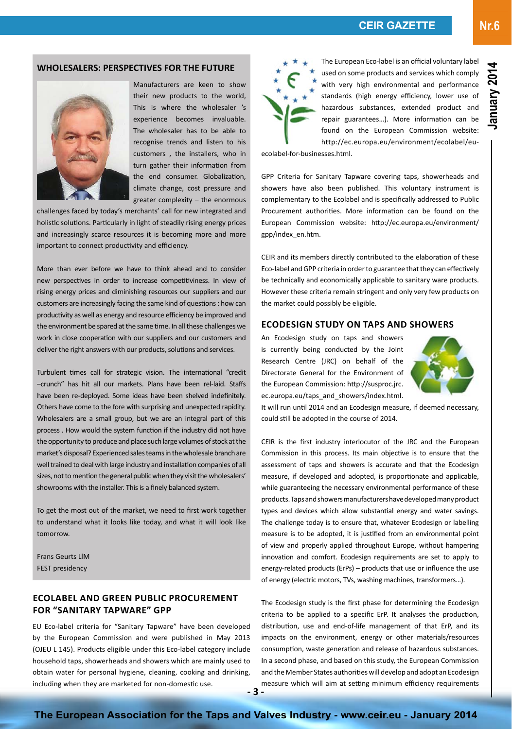## WHOLESALERS: PERSPECTIVES FOR THE FUTURE

Manufacturers are keen to show their new products to the world, This is where the wholesaler 's experience becomes invaluable. The wholesaler has to be able to recognise trends and listen to his customers , the installers, who in turn gather their information from the end consumer. Globalization, climate change, cost pressure and greater complexity – the enormous challenges faced by today's merchants' call for new integrated and holistic solutions. Particularly in light of steadily rising energy prices and increasingly scarce resources it is becoming more and more important to connect productivity and efficiency.

More than ever before we have to think ahead and to consider new perspectives in order to increase competitiviness. In view of rising energy prices and diminishing resources our suppliers and our customers are increasingly facing the same kind of questions : how can productivity as well as energy and resource efficiency be improved and the environment be spared at the same time. In all these challenges we work in close cooperation with our suppliers and our customers and deliver the right answers with our products, solutions and services.

Turbulent times call for strategic vision. The international "credit –crunch" has hit all our markets. Plans have been rel-laid. Staffs have been re-deployed. Some ideas have been shelved indefinitely. Others have come to the fore with surprising and unexpected rapidity. Wholesalers are a small group, but we are an integral part of this process . How would the system function if the industry did not have the opportunity to produce and place such large volumes of stock at the market's disposal? Experienced sales teams in the wholesale branch are well trained to deal with large industry and installation companies of all sizes, not to mention the general public when they visit the wholesalers' showrooms with the installer. This is a finely balanced system.

To get the most out of the market, we need to first work together to understand what it looks like today, and what it will look like tomorrow.

Frans Geurts LIM
FEST presidency

## ECOLABEL AND GREEN PUBLIC PROCUREMENT FOR "SANITARY TAPWARE" GPP

EU Eco-label criteria for "Sanitary Tapware" have been developed by the European Commission and were published in May 2013 (OJEU L 145). Products eligible under this Eco-label category include household taps, showerheads and showers which are mainly used to obtain water for personal hygiene, cleaning, cooking and drinking, including when they are marketed for non-domestic use.

The European Eco-label is an official voluntary label used on some products and services which comply with very high environmental and performance standards (high energy efficiency, lower use of hazardous substances, extended product and repair guarantees…). More information can be found on the European Commission website: http://ec.europa.eu/environment/ecolabel/eu-ecolabel-for-businesses.html.

GPP Criteria for Sanitary Tapware covering taps, showerheads and showers have also been published. This voluntary instrument is complementary to the Ecolabel and is specifically addressed to Public Procurement authorities. More information can be found on the European Commission website: http://ec.europa.eu/environment/gpp/index_en.htm.

CEIR and its members directly contributed to the elaboration of these Eco-label and GPP criteria in order to guarantee that they can effectively be technically and economically applicable to sanitary ware products. However these criteria remain stringent and only very few products on the market could possibly be eligible.

## ECODESIGN STUDY ON TAPS AND SHOWERS

An Ecodesign study on taps and showers is currently being conducted by the Joint Research Centre (JRC) on behalf of the Directorate General for the Environment of the European Commission: http://susproc.jrc.ec.europa.eu/taps_and_showers/index.html. It will run until 2014 and an Ecodesign measure, if deemed necessary, could still be adopted in the course of 2014.

CEIR is the first industry interlocutor of the JRC and the European Commission in this process. Its main objective is to ensure that the assessment of taps and showers is accurate and that the Ecodesign measure, if developed and adopted, is proportionate and applicable, while guaranteeing the necessary environmental performance of these products. Taps and showers manufacturers have developed many product types and devices which allow substantial energy and water savings. The challenge today is to ensure that, whatever Ecodesign or labelling measure is to be adopted, it is justified from an environmental point of view and properly applied throughout Europe, without hampering innovation and comfort. Ecodesign requirements are set to apply to energy-related products (ErPs) – products that use or influence the use of energy (electric motors, TVs, washing machines, transformers…).

The Ecodesign study is the first phase for determining the Ecodesign criteria to be applied to a specific ErP. It analyses the production, distribution, use and end-of-life management of that ErP, and its impacts on the environment, energy or other materials/resources consumption, waste generation and release of hazardous substances. In a second phase, and based on this study, the European Commission and the Member States authorities will develop and adopt an Ecodesign measure which will aim at setting minimum efficiency requirements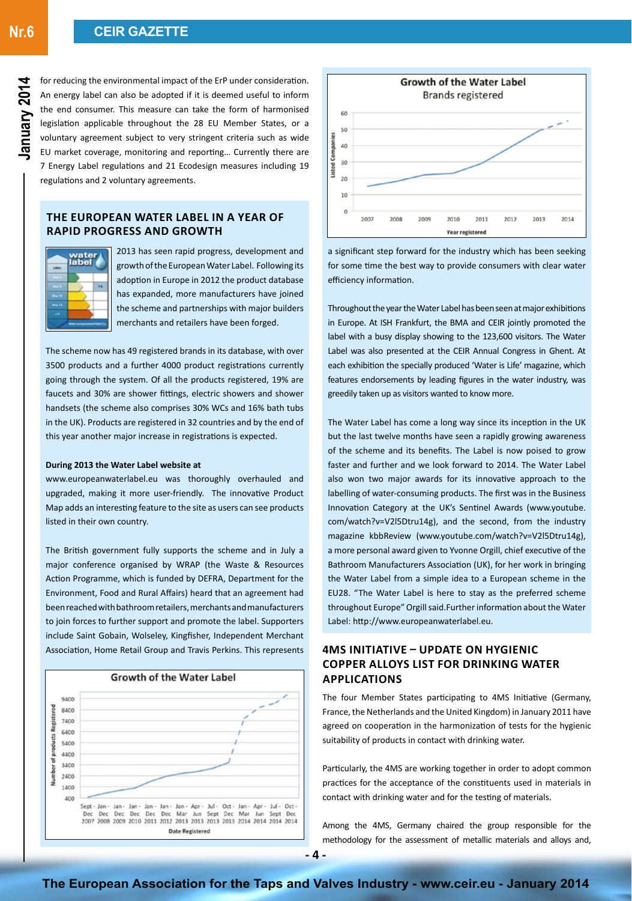for reducing the environmental impact of the ErP under consideration. An energy label can also be adopted if it is deemed useful to inform the end consumer. This measure can take the form of harmonised legislation applicable throughout the 28 EU Member States, or a voluntary agreement subject to very stringent criteria such as wide EU market coverage, monitoring and reporting… Currently there are 7 Energy Label regulations and 21 Ecodesign measures including 19 regulations and 2 voluntary agreements.

## THE EUROPEAN WATER LABEL IN A YEAR OF RAPID PROGRESS AND GROWTH

2013 has seen rapid progress, development and growth of the European Water Label. Following its adoption in Europe in 2012 the product database has expanded, more manufacturers have joined the scheme and partnerships with major builders merchants and retailers have been forged.

The scheme now has 49 registered brands in its database, with over 3500 products and a further 4000 product registrations currently going through the system. Of all the products registered, 19% are faucets and 30% are shower fittings, electric showers and shower handsets (the scheme also comprises 30% WCs and 16% bath tubs in the UK). Products are registered in 32 countries and by the end of this year another major increase in registrations is expected.

**During 2013 the Water Label website at** www.europeanwaterlabel.eu was thoroughly overhauled and upgraded, making it more user-friendly. The innovative Product Map adds an interesting feature to the site as users can see products listed in their own country.

The British government fully supports the scheme and in July a major conference organised by WRAP (the Waste & Resources Action Programme, which is funded by DEFRA, Department for the Environment, Food and Rural Affairs) heard that an agreement had been reached with bathroom retailers, merchants and manufacturers to join forces to further support and promote the label. Supporters include Saint Gobain, Wolseley, Kingfisher, Independent Merchant Association, Home Retail Group and Travis Perkins. This represents a significant step forward for the industry which has been seeking for some time the best way to provide consumers with clear water efficiency information.

Growth of the Water Label

Growth of the Water Label – Brands registered

Throughout the year the Water Label has been seen at major exhibitions in Europe. At ISH Frankfurt, the BMA and CEIR jointly promoted the label with a busy display showing to the 123,600 visitors. The Water Label was also presented at the CEIR Annual Congress in Ghent. At each exhibition the specially produced 'Water is Life' magazine, which features endorsements by leading figures in the water industry, was greedily taken up as visitors wanted to know more.

The Water Label has come a long way since its inception in the UK but the last twelve months have seen a rapidly growing awareness of the scheme and its benefits. The Label is now poised to grow faster and further and we look forward to 2014. The Water Label also won two major awards for its innovative approach to the labelling of water-consuming products. The first was in the Business Innovation Category at the UK's Sentinel Awards (www.youtube.com/watch?v=V2l5Dtru14g), and the second, from the industry magazine kbbReview (www.youtube.com/watch?v=V2l5Dtru14g), a more personal award given to Yvonne Orgill, chief executive of the Bathroom Manufacturers Association (UK), for her work in bringing the Water Label from a simple idea to a European scheme in the EU28. "The Water Label is here to stay as the preferred scheme throughout Europe" Orgill said. Further information about the Water Label: http://www.europeanwaterlabel.eu.

## 4MS INITIATIVE – UPDATE ON HYGIENIC COPPER ALLOYS LIST FOR DRINKING WATER APPLICATIONS

The four Member States participating to 4MS Initiative (Germany, France, the Netherlands and the United Kingdom) in January 2011 have agreed on cooperation in the harmonization of tests for the hygienic suitability of products in contact with drinking water.

Particularly, the 4MS are working together in order to adopt common practices for the acceptance of the constituents used in materials in contact with drinking water and for the testing of materials.

Among the 4MS, Germany chaired the group responsible for the methodology for the assessment of metallic materials and alloys and,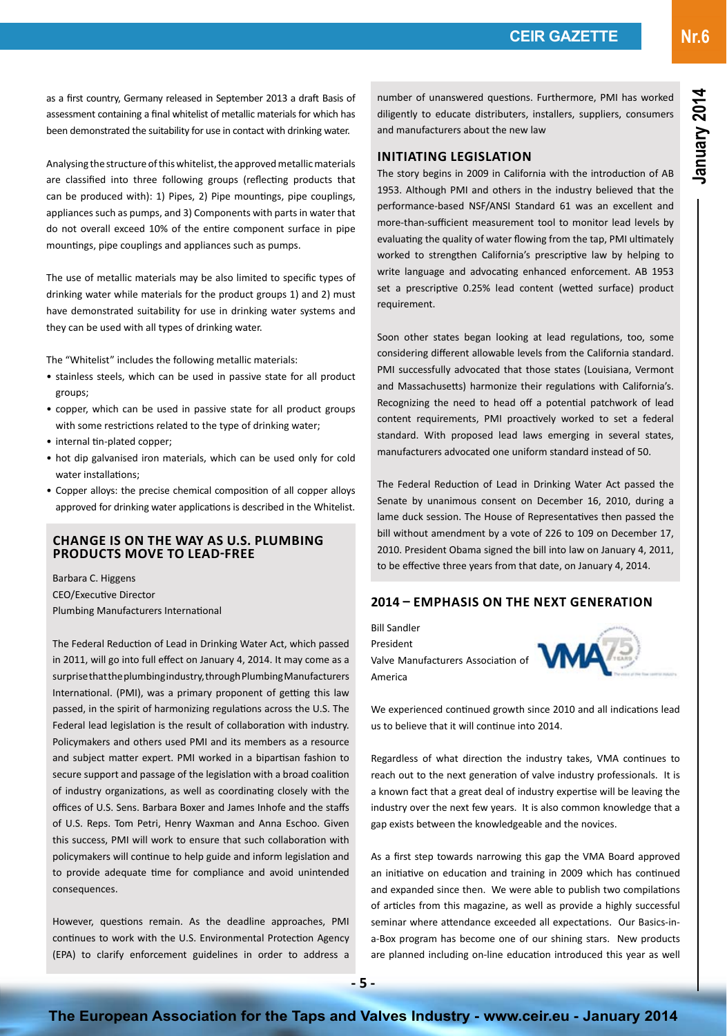as a first country, Germany released in September 2013 a draft Basis of assessment containing a final whitelist of metallic materials for which has been demonstrated the suitability for use in contact with drinking water.

Analysing the structure of this whitelist, the approved metallic materials are classified into three following groups (reflecting products that can be produced with): 1) Pipes, 2) Pipe mountings, pipe couplings, appliances such as pumps, and 3) Components with parts in water that do not overall exceed 10% of the entire component surface in pipe mountings, pipe couplings and appliances such as pumps.

The use of metallic materials may be also limited to specific types of drinking water while materials for the product groups 1) and 2) must have demonstrated suitability for use in drinking water systems and they can be used with all types of drinking water.

The "Whitelist" includes the following metallic materials:

- stainless steels, which can be used in passive state for all product groups;
- copper, which can be used in passive state for all product groups with some restrictions related to the type of drinking water;
- internal tin-plated copper;
- hot dip galvanised iron materials, which can be used only for cold water installations;
- Copper alloys: the precise chemical composition of all copper alloys approved for drinking water applications is described in the Whitelist.

## CHANGE IS ON THE WAY AS U.S. PLUMBING PRODUCTS MOVE TO LEAD-FREE

Barbara C. Higgens
CEO/Executive Director
Plumbing Manufacturers International

The Federal Reduction of Lead in Drinking Water Act, which passed in 2011, will go into full effect on January 4, 2014. It may come as a surprise that the plumbing industry, through Plumbing Manufacturers International. (PMI), was a primary proponent of getting this law passed, in the spirit of harmonizing regulations across the U.S. The Federal lead legislation is the result of collaboration with industry. Policymakers and others used PMI and its members as a resource and subject matter expert. PMI worked in a bipartisan fashion to secure support and passage of the legislation with a broad coalition of industry organizations, as well as coordinating closely with the offices of U.S. Sens. Barbara Boxer and James Inhofe and the staffs of U.S. Reps. Tom Petri, Henry Waxman and Anna Eschoo. Given this success, PMI will work to ensure that such collaboration with policymakers will continue to help guide and inform legislation and to provide adequate time for compliance and avoid unintended consequences.

However, questions remain. As the deadline approaches, PMI continues to work with the U.S. Environmental Protection Agency (EPA) to clarify enforcement guidelines in order to address a number of unanswered questions. Furthermore, PMI has worked diligently to educate distributers, installers, suppliers, consumers and manufacturers about the new law

### INITIATING LEGISLATION

The story begins in 2009 in California with the introduction of AB 1953. Although PMI and others in the industry believed that the performance-based NSF/ANSI Standard 61 was an excellent and more-than-sufficient measurement tool to monitor lead levels by evaluating the quality of water flowing from the tap, PMI ultimately worked to strengthen California's prescriptive law by helping to write language and advocating enhanced enforcement. AB 1953 set a prescriptive 0.25% lead content (wetted surface) product requirement.

Soon other states began looking at lead regulations, too, some considering different allowable levels from the California standard. PMI successfully advocated that those states (Louisiana, Vermont and Massachusetts) harmonize their regulations with California's. Recognizing the need to head off a potential patchwork of lead content requirements, PMI proactively worked to set a federal standard. With proposed lead laws emerging in several states, manufacturers advocated one uniform standard instead of 50.

The Federal Reduction of Lead in Drinking Water Act passed the Senate by unanimous consent on December 16, 2010, during a lame duck session. The House of Representatives then passed the bill without amendment by a vote of 226 to 109 on December 17, 2010. President Obama signed the bill into law on January 4, 2011, to be effective three years from that date, on January 4, 2014.

## 2014 – EMPHASIS ON THE NEXT GENERATION

Bill Sandler
President
Valve Manufacturers Association of America

We experienced continued growth since 2010 and all indications lead us to believe that it will continue into 2014.

Regardless of what direction the industry takes, VMA continues to reach out to the next generation of valve industry professionals. It is a known fact that a great deal of industry expertise will be leaving the industry over the next few years. It is also common knowledge that a gap exists between the knowledgeable and the novices.

As a first step towards narrowing this gap the VMA Board approved an initiative on education and training in 2009 which has continued and expanded since then. We were able to publish two compilations of articles from this magazine, as well as provide a highly successful seminar where attendance exceeded all expectations. Our Basics-in-a-Box program has become one of our shining stars. New products are planned including on-line education introduced this year as well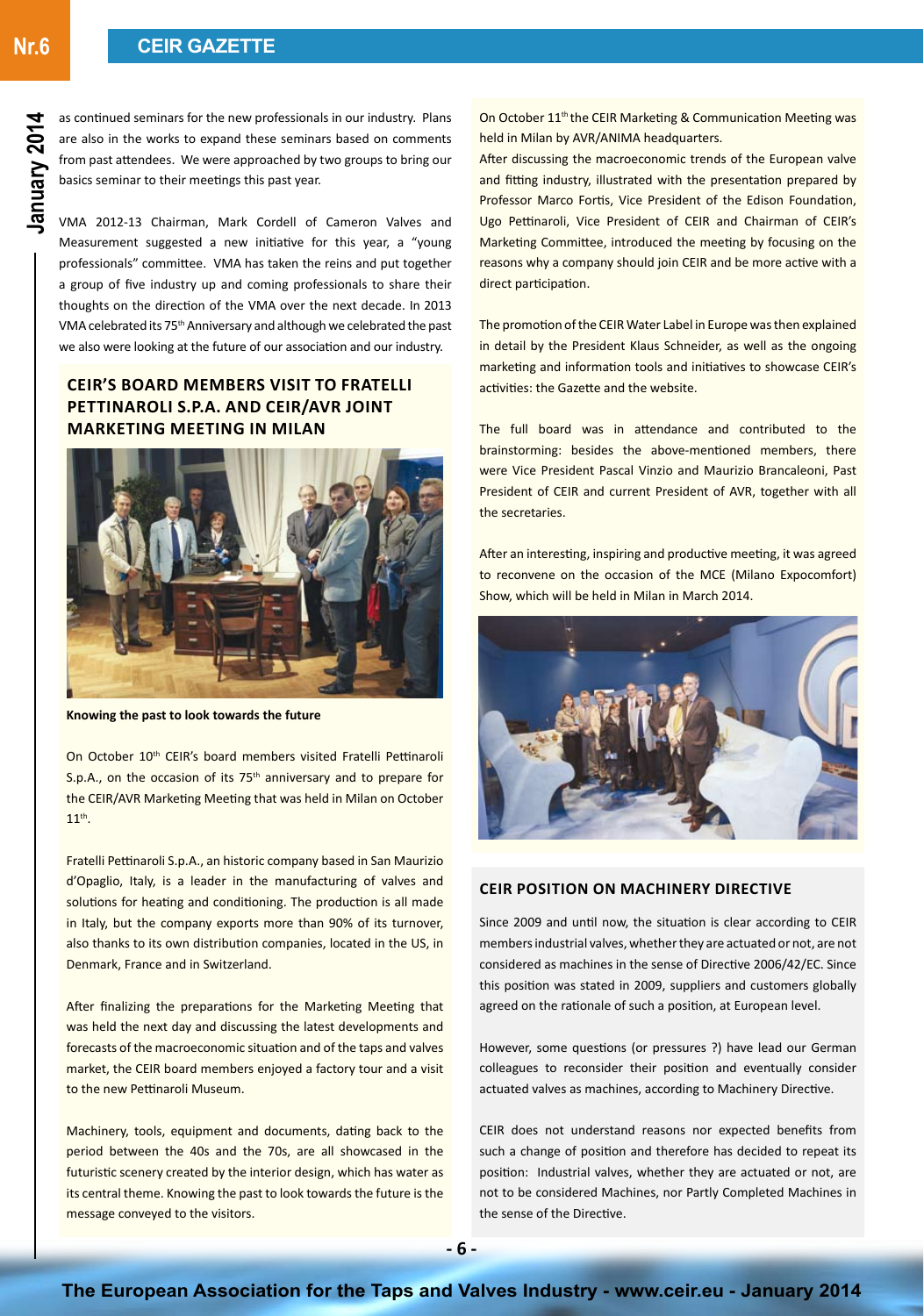as continued seminars for the new professionals in our industry. Plans are also in the works to expand these seminars based on comments from past attendees. We were approached by two groups to bring our basics seminar to their meetings this past year.

VMA 2012-13 Chairman, Mark Cordell of Cameron Valves and Measurement suggested a new initiative for this year, a "young professionals" committee. VMA has taken the reins and put together a group of five industry up and coming professionals to share their thoughts on the direction of the VMA over the next decade. In 2013 VMA celebrated its 75th Anniversary and although we celebrated the past we also were looking at the future of our association and our industry.

## CEIR'S BOARD MEMBERS VISIT TO FRATELLI PETTINAROLI S.P.A. AND CEIR/AVR JOINT MARKETING MEETING IN MILAN

**Knowing the past to look towards the future**

On October 10th CEIR's board members visited Fratelli Pettinaroli S.p.A., on the occasion of its 75th anniversary and to prepare for the CEIR/AVR Marketing Meeting that was held in Milan on October 11th.

Fratelli Pettinaroli S.p.A., an historic company based in San Maurizio d'Opaglio, Italy, is a leader in the manufacturing of valves and solutions for heating and conditioning. The production is all made in Italy, but the company exports more than 90% of its turnover, also thanks to its own distribution companies, located in the US, in Denmark, France and in Switzerland.

After finalizing the preparations for the Marketing Meeting that was held the next day and discussing the latest developments and forecasts of the macroeconomic situation and of the taps and valves market, the CEIR board members enjoyed a factory tour and a visit to the new Pettinaroli Museum.

Machinery, tools, equipment and documents, dating back to the period between the 40s and the 70s, are all showcased in the futuristic scenery created by the interior design, which has water as its central theme. Knowing the past to look towards the future is the message conveyed to the visitors.

On October 11th the CEIR Marketing & Communication Meeting was held in Milan by AVR/ANIMA headquarters.

After discussing the macroeconomic trends of the European valve and fitting industry, illustrated with the presentation prepared by Professor Marco Fortis, Vice President of the Edison Foundation, Ugo Pettinaroli, Vice President of CEIR and Chairman of CEIR's Marketing Committee, introduced the meeting by focusing on the reasons why a company should join CEIR and be more active with a direct participation.

The promotion of the CEIR Water Label in Europe was then explained in detail by the President Klaus Schneider, as well as the ongoing marketing and information tools and initiatives to showcase CEIR's activities: the Gazette and the website.

The full board was in attendance and contributed to the brainstorming: besides the above-mentioned members, there were Vice President Pascal Vinzio and Maurizio Brancaleoni, Past President of CEIR and current President of AVR, together with all the secretaries.

After an interesting, inspiring and productive meeting, it was agreed to reconvene on the occasion of the MCE (Milano Expocomfort) Show, which will be held in Milan in March 2014.

## CEIR POSITION ON MACHINERY DIRECTIVE

Since 2009 and until now, the situation is clear according to CEIR members industrial valves, whether they are actuated or not, are not considered as machines in the sense of Directive 2006/42/EC. Since this position was stated in 2009, suppliers and customers globally agreed on the rationale of such a position, at European level.

However, some questions (or pressures ?) have lead our German colleagues to reconsider their position and eventually consider actuated valves as machines, according to Machinery Directive.

CEIR does not understand reasons nor expected benefits from such a change of position and therefore has decided to repeat its position: Industrial valves, whether they are actuated or not, are not to be considered Machines, nor Partly Completed Machines in the sense of the Directive.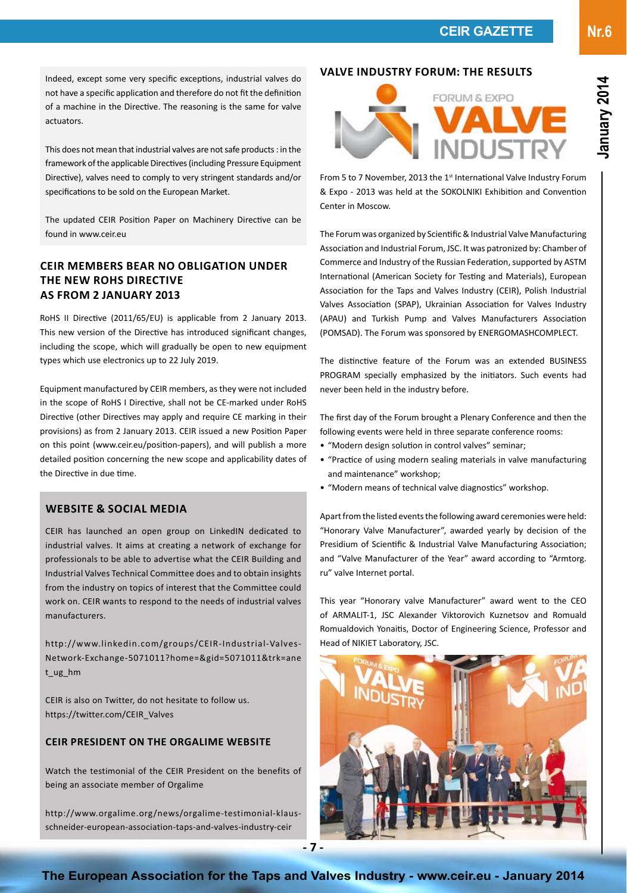Indeed, except some very specific exceptions, industrial valves do not have a specific application and therefore do not fit the definition of a machine in the Directive. The reasoning is the same for valve actuators.

This does not mean that industrial valves are not safe products : in the framework of the applicable Directives (including Pressure Equipment Directive), valves need to comply to very stringent standards and/or specifications to be sold on the European Market.

The updated CEIR Position Paper on Machinery Directive can be found in www.ceir.eu

## CEIR MEMBERS BEAR NO OBLIGATION UNDER THE NEW ROHS DIRECTIVE AS FROM 2 JANUARY 2013

RoHS II Directive (2011/65/EU) is applicable from 2 January 2013. This new version of the Directive has introduced significant changes, including the scope, which will gradually be open to new equipment types which use electronics up to 22 July 2019.

Equipment manufactured by CEIR members, as they were not included in the scope of RoHS I Directive, shall not be CE-marked under RoHS Directive (other Directives may apply and require CE marking in their provisions) as from 2 January 2013. CEIR issued a new Position Paper on this point (www.ceir.eu/position-papers), and will publish a more detailed position concerning the new scope and applicability dates of the Directive in due time.

## WEBSITE & SOCIAL MEDIA

CEIR has launched an open group on LinkedIN dedicated to industrial valves. It aims at creating a network of exchange for professionals to be able to advertise what the CEIR Building and Industrial Valves Technical Committee does and to obtain insights from the industry on topics of interest that the Committee could work on. CEIR wants to respond to the needs of industrial valves manufacturers.

http://www.linkedin.com/groups/CEIR-Industrial-Valves-Network-Exchange-5071011?home=&gid=5071011&trk=anet_ug_hm

CEIR is also on Twitter, do not hesitate to follow us. https://twitter.com/CEIR_Valves

### CEIR PRESIDENT ON THE ORGALIME WEBSITE

Watch the testimonial of the CEIR President on the benefits of being an associate member of Orgalime

http://www.orgalime.org/news/orgalime-testimonial-klaus-schneider-european-association-taps-and-valves-industry-ceir

## VALVE INDUSTRY FORUM: THE RESULTS

From 5 to 7 November, 2013 the 1st International Valve Industry Forum & Expo - 2013 was held at the SOKOLNIKI Exhibition and Convention Center in Moscow.

The Forum was organized by Scientific & Industrial Valve Manufacturing Association and Industrial Forum, JSC. It was patronized by: Chamber of Commerce and Industry of the Russian Federation, supported by ASTM International (American Society for Testing and Materials), European Association for the Taps and Valves Industry (CEIR), Polish Industrial Valves Association (SPAP), Ukrainian Association for Valves Industry (APAU) and Turkish Pump and Valves Manufacturers Association (POMSAD). The Forum was sponsored by ENERGOMASHCOMPLECT.

The distinctive feature of the Forum was an extended BUSINESS PROGRAM specially emphasized by the initiators. Such events had never been held in the industry before.

The first day of the Forum brought a Plenary Conference and then the following events were held in three separate conference rooms:

- "Modern design solution in control valves" seminar;
- "Practice of using modern sealing materials in valve manufacturing and maintenance" workshop;
- "Modern means of technical valve diagnostics" workshop.

Apart from the listed events the following award ceremonies were held: "Honorary Valve Manufacturer", awarded yearly by decision of the Presidium of Scientific & Industrial Valve Manufacturing Association; and "Valve Manufacturer of the Year" award according to "Armtorg.ru" valve Internet portal.

This year "Honorary valve Manufacturer" award went to the CEO of ARMALIT-1, JSC Alexander Viktorovich Kuznetsov and Romuald Romualdovich Yonaitis, Doctor of Engineering Science, Professor and Head of NIKIET Laboratory, JSC.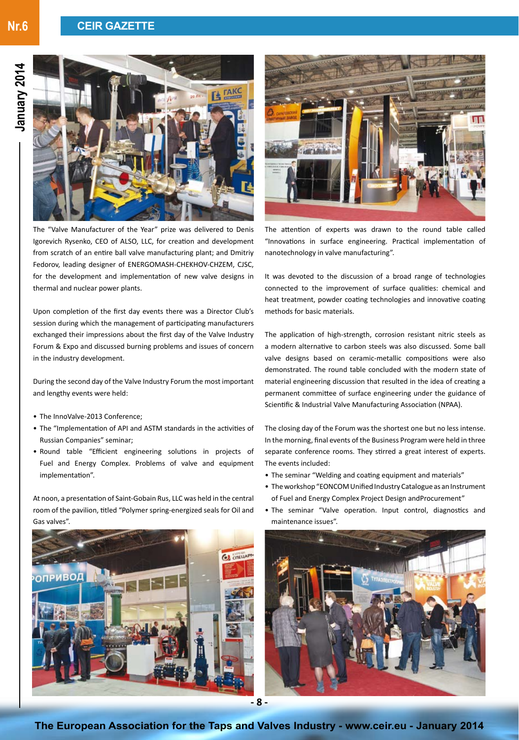The "Valve Manufacturer of the Year" prize was delivered to Denis Igorevich Rysenko, CEO of ALSO, LLC, for creation and development from scratch of an entire ball valve manufacturing plant; and Dmitriy Fedorov, leading designer of ENERGOMASH-CHEKHOV-CHZEM, CJSC, for the development and implementation of new valve designs in thermal and nuclear power plants.

Upon completion of the first day events there was a Director Club's session during which the management of participating manufacturers exchanged their impressions about the first day of the Valve Industry Forum & Expo and discussed burning problems and issues of concern in the industry development.

During the second day of the Valve Industry Forum the most important and lengthy events were held:

- The InnoValve-2013 Conference;
- The "Implementation of API and ASTM standards in the activities of Russian Companies" seminar;
- Round table "Efficient engineering solutions in projects of Fuel and Energy Complex. Problems of valve and equipment implementation".

At noon, a presentation of Saint-Gobain Rus, LLC was held in the central room of the pavilion, titled "Polymer spring-energized seals for Oil and Gas valves".

The attention of experts was drawn to the round table called "Innovations in surface engineering. Practical implementation of nanotechnology in valve manufacturing".

It was devoted to the discussion of a broad range of technologies connected to the improvement of surface qualities: chemical and heat treatment, powder coating technologies and innovative coating methods for basic materials.

The application of high-strength, corrosion resistant nitric steels as a modern alternative to carbon steels was also discussed. Some ball valve designs based on ceramic-metallic compositions were also demonstrated. The round table concluded with the modern state of material engineering discussion that resulted in the idea of creating a permanent committee of surface engineering under the guidance of Scientific & Industrial Valve Manufacturing Association (NPAA).

The closing day of the Forum was the shortest one but no less intense. In the morning, final events of the Business Program were held in three separate conference rooms. They stirred a great interest of experts. The events included:

- The seminar "Welding and coating equipment and materials"
- The workshop "EONCOM Unified Industry Catalogue as an Instrument of Fuel and Energy Complex Project Design andProcurement"
- The seminar "Valve operation. Input control, diagnostics and maintenance issues".